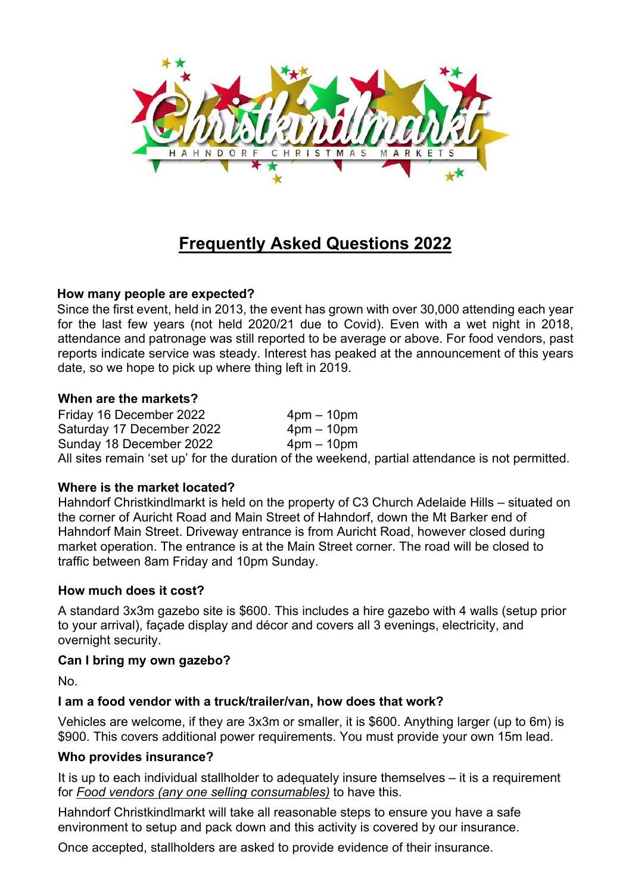# Frequently Asked Questions 2022

**How many people are expected?**

Since the first event, held in 2013, the event has grown with over 30,000 attending each year for the last few years (not held 2020/21 due to Covid). Even with a wet night in 2018, attendance and patronage was still reported to be average or above. For food vendors, past reports indicate service was steady. Interest has peaked at the announcement of this years date, so we hope to pick up where thing left in 2019.

**When are the markets?**

| | |
|---|---|
| Friday 16 December 2022 | 4pm – 10pm |
| Saturday 17 December 2022 | 4pm – 10pm |
| Sunday 18 December 2022 | 4pm – 10pm |

All sites remain 'set up' for the duration of the weekend, partial attendance is not permitted.

**Where is the market located?**

Hahndorf Christkindlmarkt is held on the property of C3 Church Adelaide Hills – situated on the corner of Auricht Road and Main Street of Hahndorf, down the Mt Barker end of Hahndorf Main Street. Driveway entrance is from Auricht Road, however closed during market operation. The entrance is at the Main Street corner. The road will be closed to traffic between 8am Friday and 10pm Sunday.

**How much does it cost?**

A standard 3x3m gazebo site is $600. This includes a hire gazebo with 4 walls (setup prior to your arrival), façade display and décor and covers all 3 evenings, electricity, and overnight security.

**Can I bring my own gazebo?**

No.

**I am a food vendor with a truck/trailer/van, how does that work?**

Vehicles are welcome, if they are 3x3m or smaller, it is $600. Anything larger (up to 6m) is $900. This covers additional power requirements. You must provide your own 15m lead.

**Who provides insurance?**

It is up to each individual stallholder to adequately insure themselves – it is a requirement for *Food vendors (any one selling consumables)* to have this.

Hahndorf Christkindlmarkt will take all reasonable steps to ensure you have a safe environment to setup and pack down and this activity is covered by our insurance.

Once accepted, stallholders are asked to provide evidence of their insurance.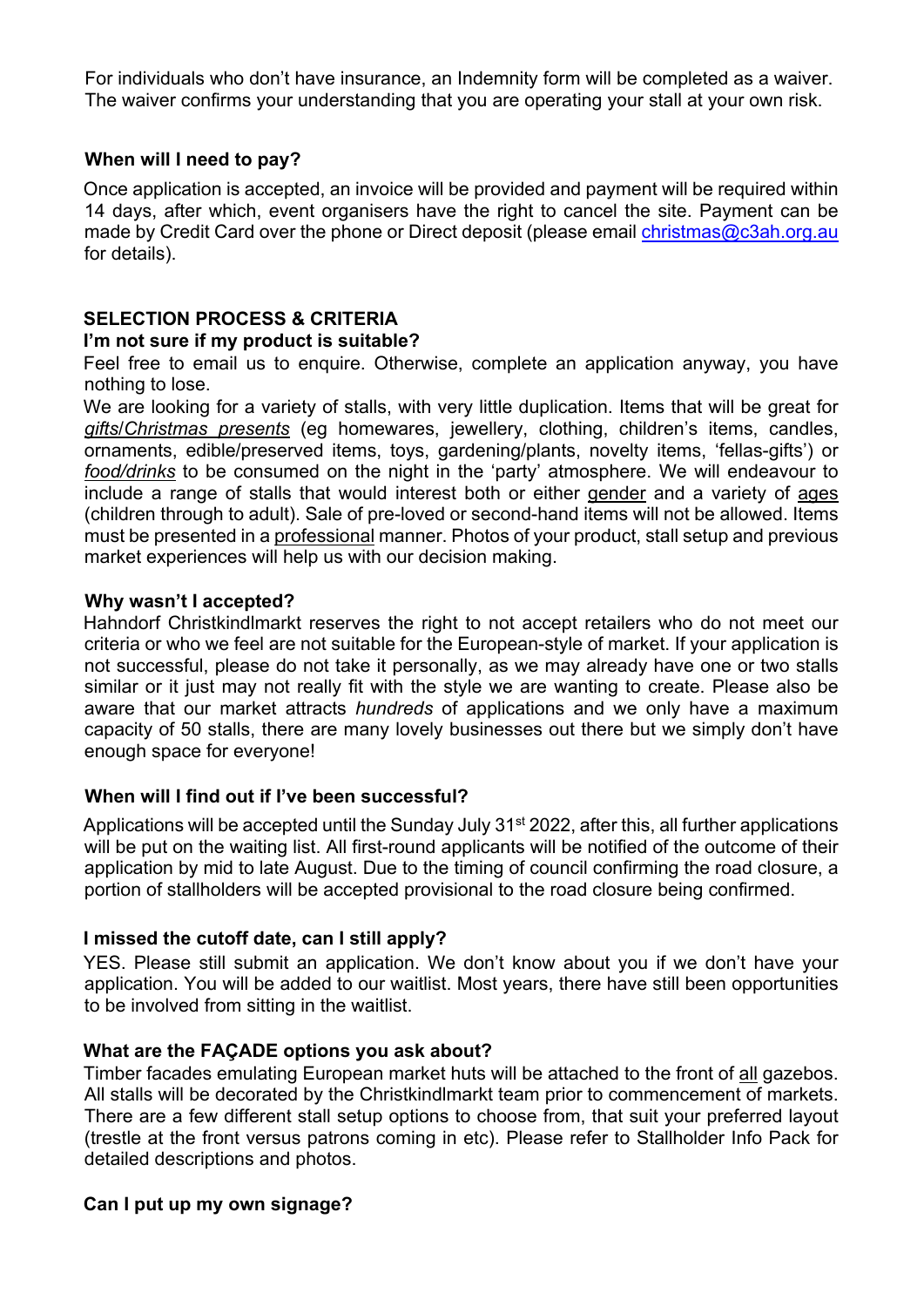For individuals who don't have insurance, an Indemnity form will be completed as a waiver. The waiver confirms your understanding that you are operating your stall at your own risk.

### When will I need to pay?

Once application is accepted, an invoice will be provided and payment will be required within 14 days, after which, event organisers have the right to cancel the site. Payment can be made by Credit Card over the phone or Direct deposit (please email [christmas@c3ah.org.au](mailto:christmas@c3ah.org.au) for details).

## SELECTION PROCESS & CRITERIA

### I'm not sure if my product is suitable?

Feel free to email us to enquire. Otherwise, complete an application anyway, you have nothing to lose.

We are looking for a variety of stalls, with very little duplication. Items that will be great for *gifts/Christmas presents* (eg homewares, jewellery, clothing, children's items, candles, ornaments, edible/preserved items, toys, gardening/plants, novelty items, 'fellas-gifts') or *food/drinks* to be consumed on the night in the 'party' atmosphere. We will endeavour to include a range of stalls that would interest both or either gender and a variety of ages (children through to adult). Sale of pre-loved or second-hand items will not be allowed. Items must be presented in a professional manner. Photos of your product, stall setup and previous market experiences will help us with our decision making.

### Why wasn't I accepted?

Hahndorf Christkindlmarkt reserves the right to not accept retailers who do not meet our criteria or who we feel are not suitable for the European-style of market. If your application is not successful, please do not take it personally, as we may already have one or two stalls similar or it just may not really fit with the style we are wanting to create. Please also be aware that our market attracts *hundreds* of applications and we only have a maximum capacity of 50 stalls, there are many lovely businesses out there but we simply don't have enough space for everyone!

### When will I find out if I've been successful?

Applications will be accepted until the Sunday July 31st 2022, after this, all further applications will be put on the waiting list. All first-round applicants will be notified of the outcome of their application by mid to late August. Due to the timing of council confirming the road closure, a portion of stallholders will be accepted provisional to the road closure being confirmed.

### I missed the cutoff date, can I still apply?

YES. Please still submit an application. We don't know about you if we don't have your application. You will be added to our waitlist. Most years, there have still been opportunities to be involved from sitting in the waitlist.

### What are the FAÇADE options you ask about?

Timber facades emulating European market huts will be attached to the front of all gazebos. All stalls will be decorated by the Christkindlmarkt team prior to commencement of markets. There are a few different stall setup options to choose from, that suit your preferred layout (trestle at the front versus patrons coming in etc). Please refer to Stallholder Info Pack for detailed descriptions and photos.

### Can I put up my own signage?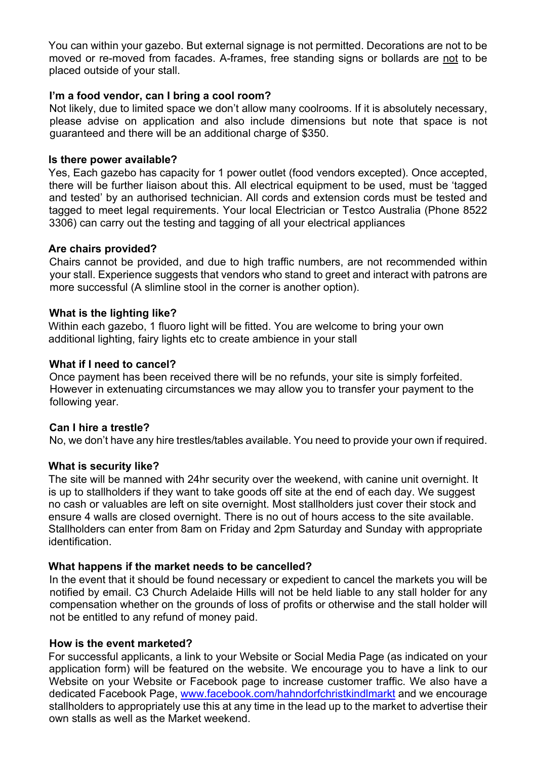You can within your gazebo. But external signage is not permitted. Decorations are not to be moved or re-moved from facades. A-frames, free standing signs or bollards are not to be placed outside of your stall.

**I'm a food vendor, can I bring a cool room?**

Not likely, due to limited space we don't allow many coolrooms. If it is absolutely necessary, please advise on application and also include dimensions but note that space is not guaranteed and there will be an additional charge of $350.

**Is there power available?**

Yes, Each gazebo has capacity for 1 power outlet (food vendors excepted). Once accepted, there will be further liaison about this. All electrical equipment to be used, must be 'tagged and tested' by an authorised technician. All cords and extension cords must be tested and tagged to meet legal requirements. Your local Electrician or Testco Australia (Phone 8522 3306) can carry out the testing and tagging of all your electrical appliances

**Are chairs provided?**

Chairs cannot be provided, and due to high traffic numbers, are not recommended within your stall. Experience suggests that vendors who stand to greet and interact with patrons are more successful (A slimline stool in the corner is another option).

**What is the lighting like?**

Within each gazebo, 1 fluoro light will be fitted. You are welcome to bring your own additional lighting, fairy lights etc to create ambience in your stall

**What if I need to cancel?**

Once payment has been received there will be no refunds, your site is simply forfeited. However in extenuating circumstances we may allow you to transfer your payment to the following year.

**Can I hire a trestle?**

No, we don't have any hire trestles/tables available. You need to provide your own if required.

**What is security like?**

The site will be manned with 24hr security over the weekend, with canine unit overnight. It is up to stallholders if they want to take goods off site at the end of each day. We suggest no cash or valuables are left on site overnight. Most stallholders just cover their stock and ensure 4 walls are closed overnight. There is no out of hours access to the site available. Stallholders can enter from 8am on Friday and 2pm Saturday and Sunday with appropriate identification.

**What happens if the market needs to be cancelled?**

In the event that it should be found necessary or expedient to cancel the markets you will be notified by email. C3 Church Adelaide Hills will not be held liable to any stall holder for any compensation whether on the grounds of loss of profits or otherwise and the stall holder will not be entitled to any refund of money paid.

**How is the event marketed?**

For successful applicants, a link to your Website or Social Media Page (as indicated on your application form) will be featured on the website. We encourage you to have a link to our Website on your Website or Facebook page to increase customer traffic. We also have a dedicated Facebook Page, www.facebook.com/hahndorfchristkindlmarkt and we encourage stallholders to appropriately use this at any time in the lead up to the market to advertise their own stalls as well as the Market weekend.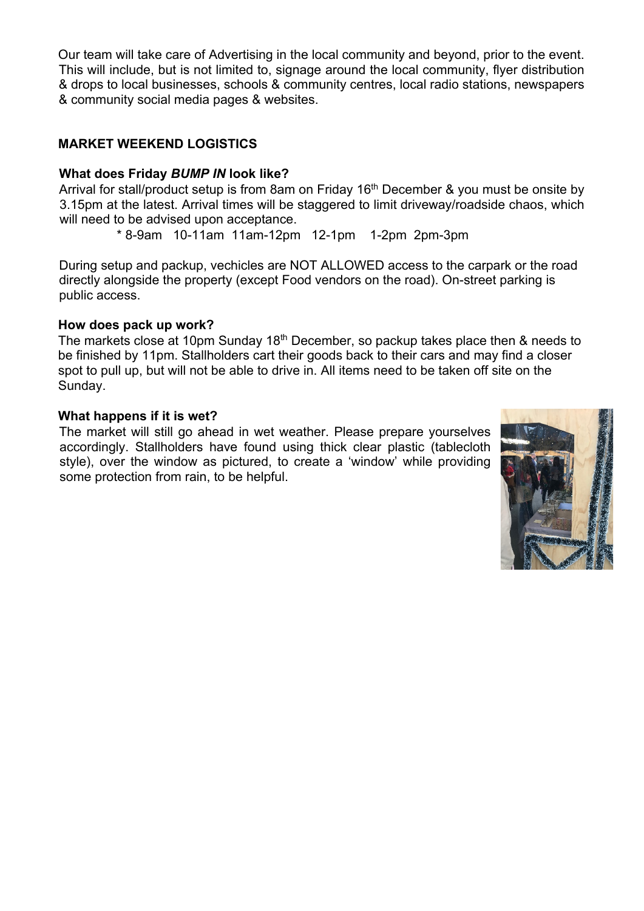Our team will take care of Advertising in the local community and beyond, prior to the event. This will include, but is not limited to, signage around the local community, flyer distribution & drops to local businesses, schools & community centres, local radio stations, newspapers & community social media pages & websites.

## MARKET WEEKEND LOGISTICS

### What does Friday *BUMP IN* look like?

Arrival for stall/product setup is from 8am on Friday 16th December & you must be onsite by 3.15pm at the latest. Arrival times will be staggered to limit driveway/roadside chaos, which will need to be advised upon acceptance.

\* 8-9am 10-11am 11am-12pm 12-1pm 1-2pm 2pm-3pm

During setup and packup, vechicles are NOT ALLOWED access to the carpark or the road directly alongside the property (except Food vendors on the road). On-street parking is public access.

### How does pack up work?

The markets close at 10pm Sunday 18th December, so packup takes place then & needs to be finished by 11pm. Stallholders cart their goods back to their cars and may find a closer spot to pull up, but will not be able to drive in. All items need to be taken off site on the Sunday.

### What happens if it is wet?

The market will still go ahead in wet weather. Please prepare yourselves accordingly. Stallholders have found using thick clear plastic (tablecloth style), over the window as pictured, to create a 'window' while providing some protection from rain, to be helpful.